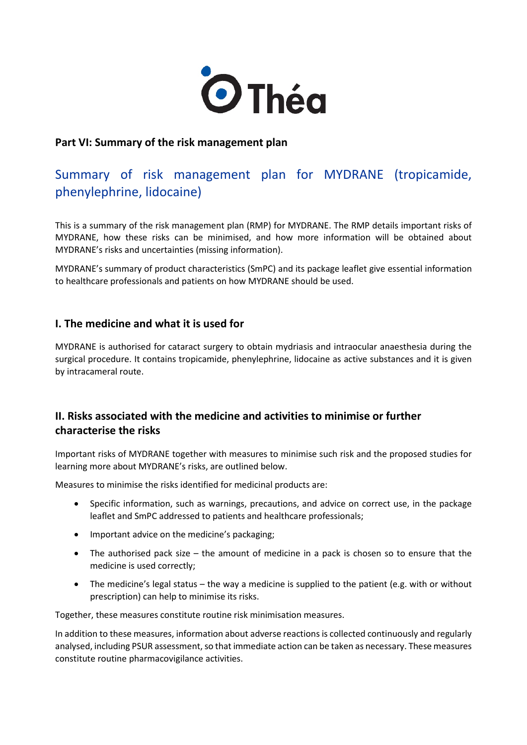## Part VI: Summary of the risk management plan

# Summary of risk management plan for MYDRANE (tropicamide, phenylephrine, lidocaine)

This is a summary of the risk management plan (RMP) for MYDRANE. The RMP details important risks of MYDRANE, how these risks can be minimised, and how more information will be obtained about MYDRANE's risks and uncertainties (missing information).

MYDRANE's summary of product characteristics (SmPC) and its package leaflet give essential information to healthcare professionals and patients on how MYDRANE should be used.

## I. The medicine and what it is used for

MYDRANE is authorised for cataract surgery to obtain mydriasis and intraocular anaesthesia during the surgical procedure. It contains tropicamide, phenylephrine, lidocaine as active substances and it is given by intracameral route.

## II. Risks associated with the medicine and activities to minimise or further characterise the risks

Important risks of MYDRANE together with measures to minimise such risk and the proposed studies for learning more about MYDRANE's risks, are outlined below.

Measures to minimise the risks identified for medicinal products are:

- Specific information, such as warnings, precautions, and advice on correct use, in the package leaflet and SmPC addressed to patients and healthcare professionals;
- Important advice on the medicine's packaging;
- The authorised pack size – the amount of medicine in a pack is chosen so to ensure that the medicine is used correctly;
- The medicine's legal status – the way a medicine is supplied to the patient (e.g. with or without prescription) can help to minimise its risks.

Together, these measures constitute routine risk minimisation measures.

In addition to these measures, information about adverse reactions is collected continuously and regularly analysed, including PSUR assessment, so that immediate action can be taken as necessary. These measures constitute routine pharmacovigilance activities.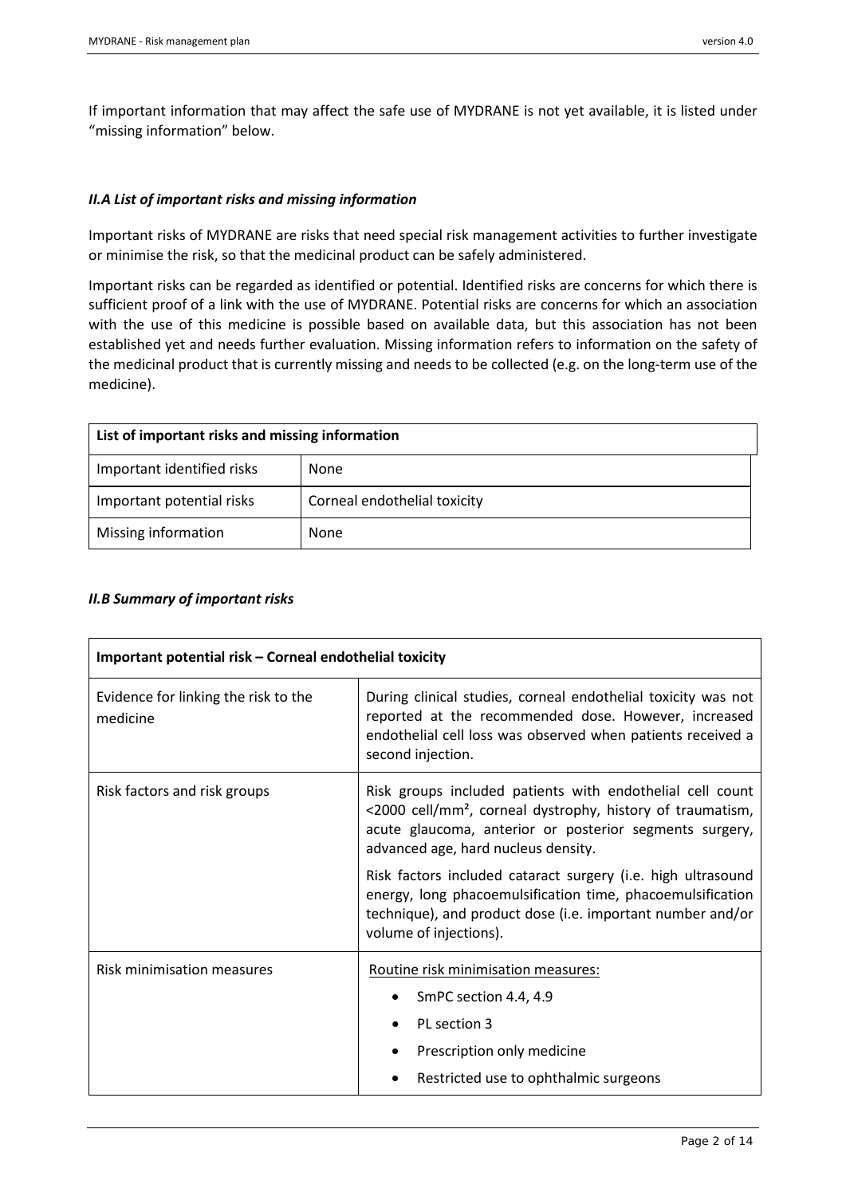If important information that may affect the safe use of MYDRANE is not yet available, it is listed under "missing information" below.

### *II.A List of important risks and missing information*

Important risks of MYDRANE are risks that need special risk management activities to further investigate or minimise the risk, so that the medicinal product can be safely administered.

Important risks can be regarded as identified or potential. Identified risks are concerns for which there is sufficient proof of a link with the use of MYDRANE. Potential risks are concerns for which an association with the use of this medicine is possible based on available data, but this association has not been established yet and needs further evaluation. Missing information refers to information on the safety of the medicinal product that is currently missing and needs to be collected (e.g. on the long-term use of the medicine).

| **List of important risks and missing information** | |
|---|---|
| Important identified risks | None |
| Important potential risks | Corneal endothelial toxicity |
| Missing information | None |

### *II.B Summary of important risks*

| **Important potential risk – Corneal endothelial toxicity** | |
|---|---|
| Evidence for linking the risk to the medicine | During clinical studies, corneal endothelial toxicity was not reported at the recommended dose. However, increased endothelial cell loss was observed when patients received a second injection. |
| Risk factors and risk groups | Risk groups included patients with endothelial cell count <2000 cell/mm², corneal dystrophy, history of traumatism, acute glaucoma, anterior or posterior segments surgery, advanced age, hard nucleus density.<br><br>Risk factors included cataract surgery (i.e. high ultrasound energy, long phacoemulsification time, phacoemulsification technique), and product dose (i.e. important number and/or volume of injections). |
| Risk minimisation measures | Routine risk minimisation measures:<br>• SmPC section 4.4, 4.9<br>• PL section 3<br>• Prescription only medicine<br>• Restricted use to ophthalmic surgeons |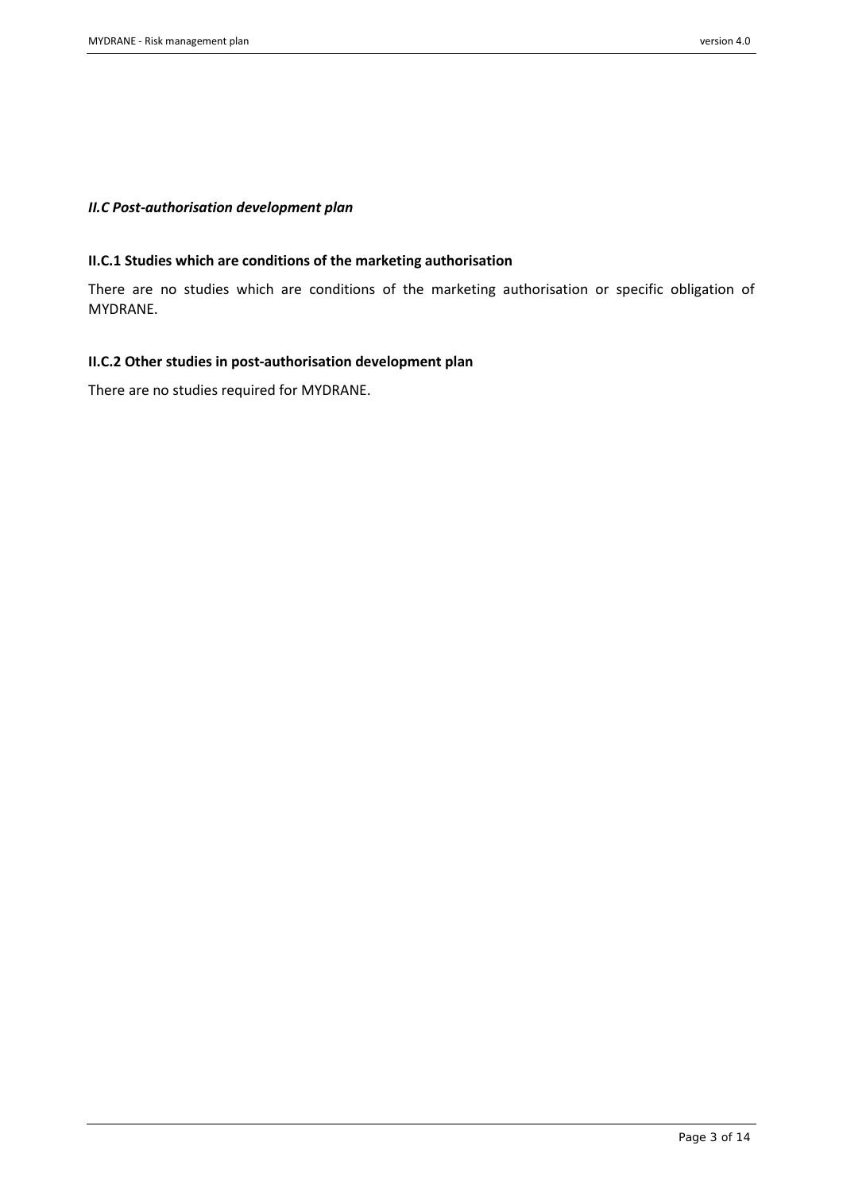### *II.C Post-authorisation development plan*

#### **II.C.1 Studies which are conditions of the marketing authorisation**

There are no studies which are conditions of the marketing authorisation or specific obligation of MYDRANE.

#### **II.C.2 Other studies in post-authorisation development plan**

There are no studies required for MYDRANE.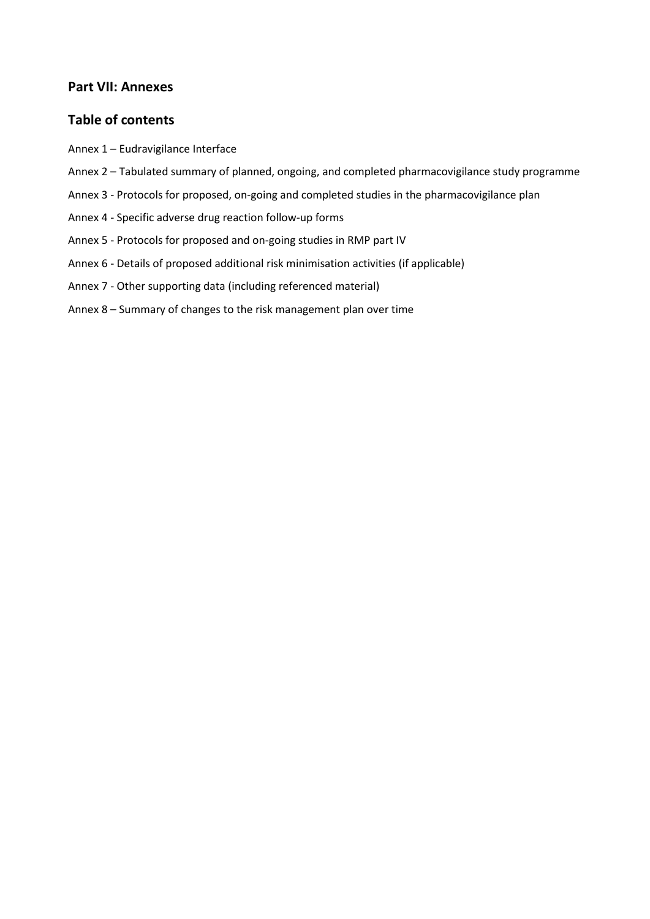## Part VII: Annexes

## Table of contents

Annex 1 – Eudravigilance Interface

Annex 2 – Tabulated summary of planned, ongoing, and completed pharmacovigilance study programme

Annex 3 - Protocols for proposed, on-going and completed studies in the pharmacovigilance plan

Annex 4 - Specific adverse drug reaction follow-up forms

Annex 5 - Protocols for proposed and on-going studies in RMP part IV

Annex 6 - Details of proposed additional risk minimisation activities (if applicable)

Annex 7 - Other supporting data (including referenced material)

Annex 8 – Summary of changes to the risk management plan over time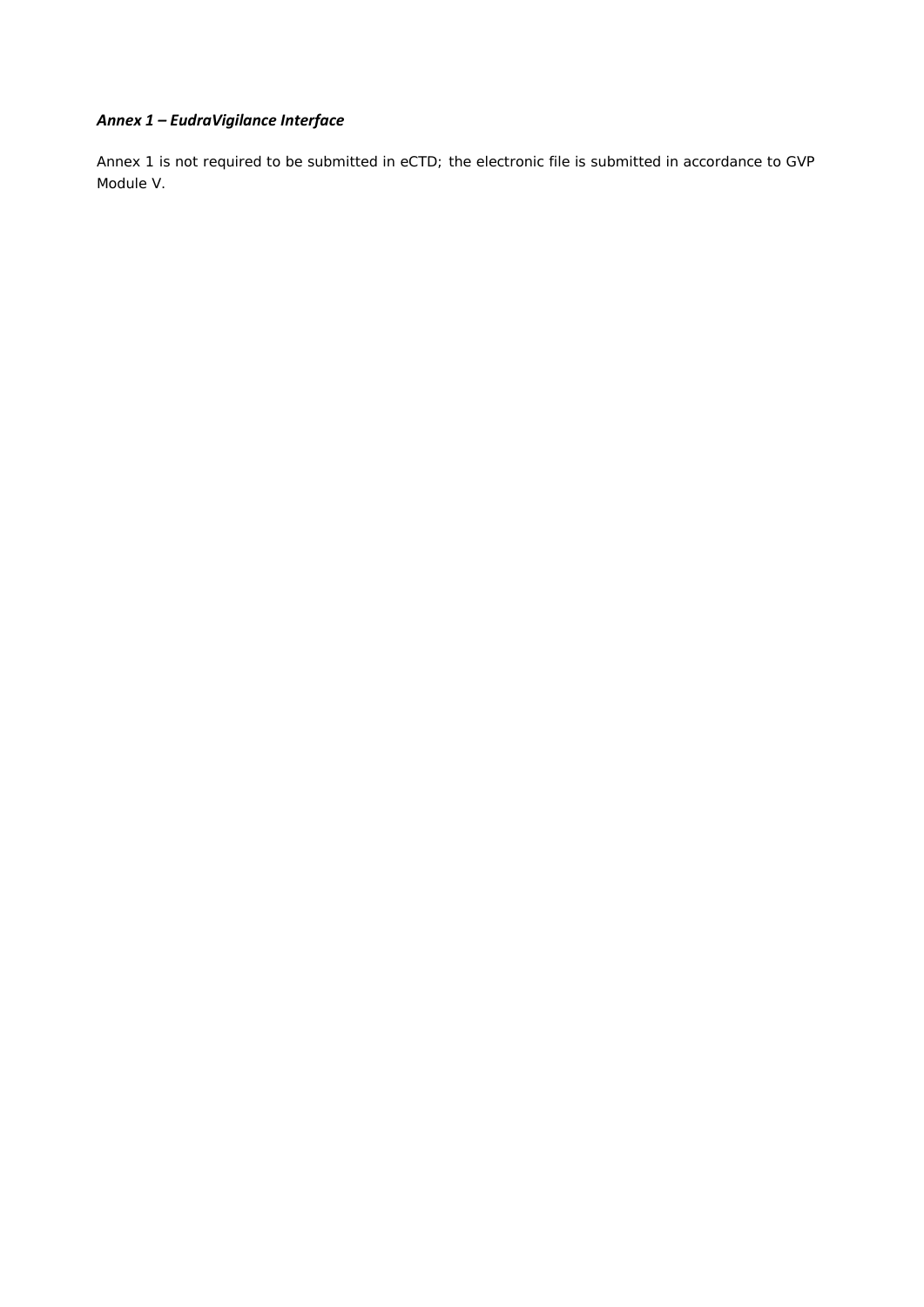### *Annex 1 – EudraVigilance Interface*

Annex 1 is not required to be submitted in eCTD; the electronic file is submitted in accordance to GVP Module V.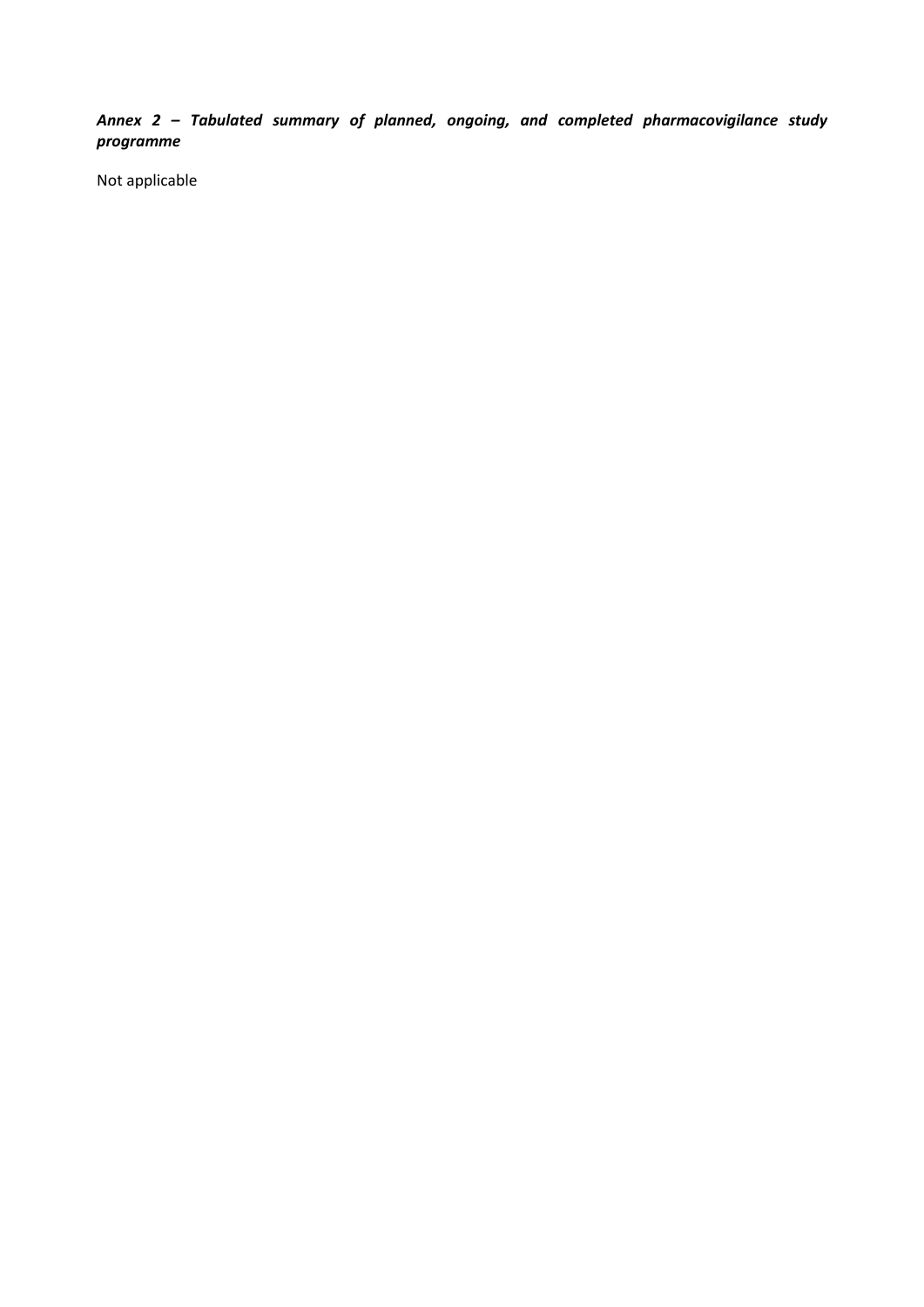***Annex 2 – Tabulated summary of planned, ongoing, and completed pharmacovigilance study programme***

Not applicable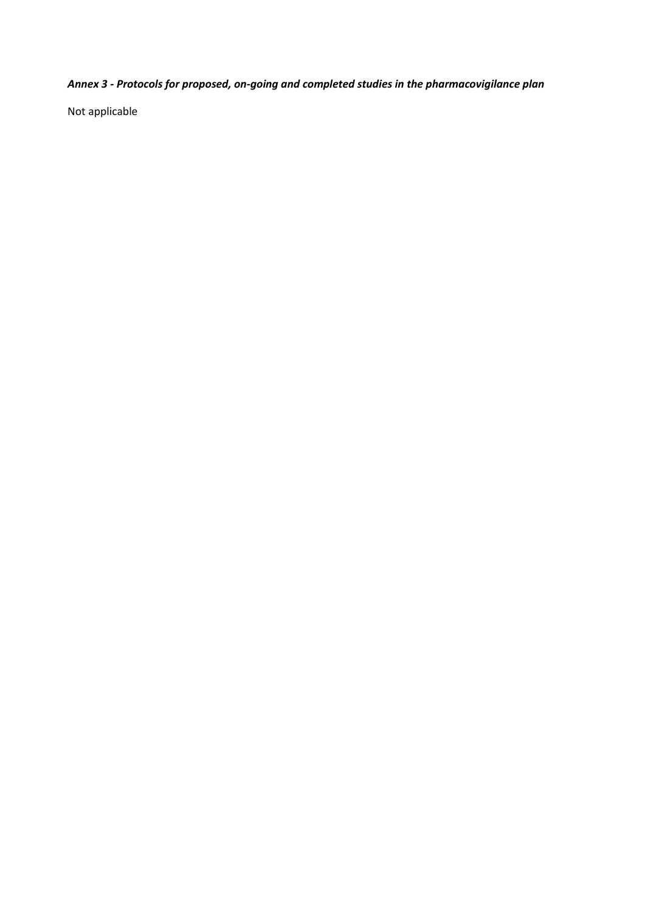***Annex 3 - Protocols for proposed, on-going and completed studies in the pharmacovigilance plan***

Not applicable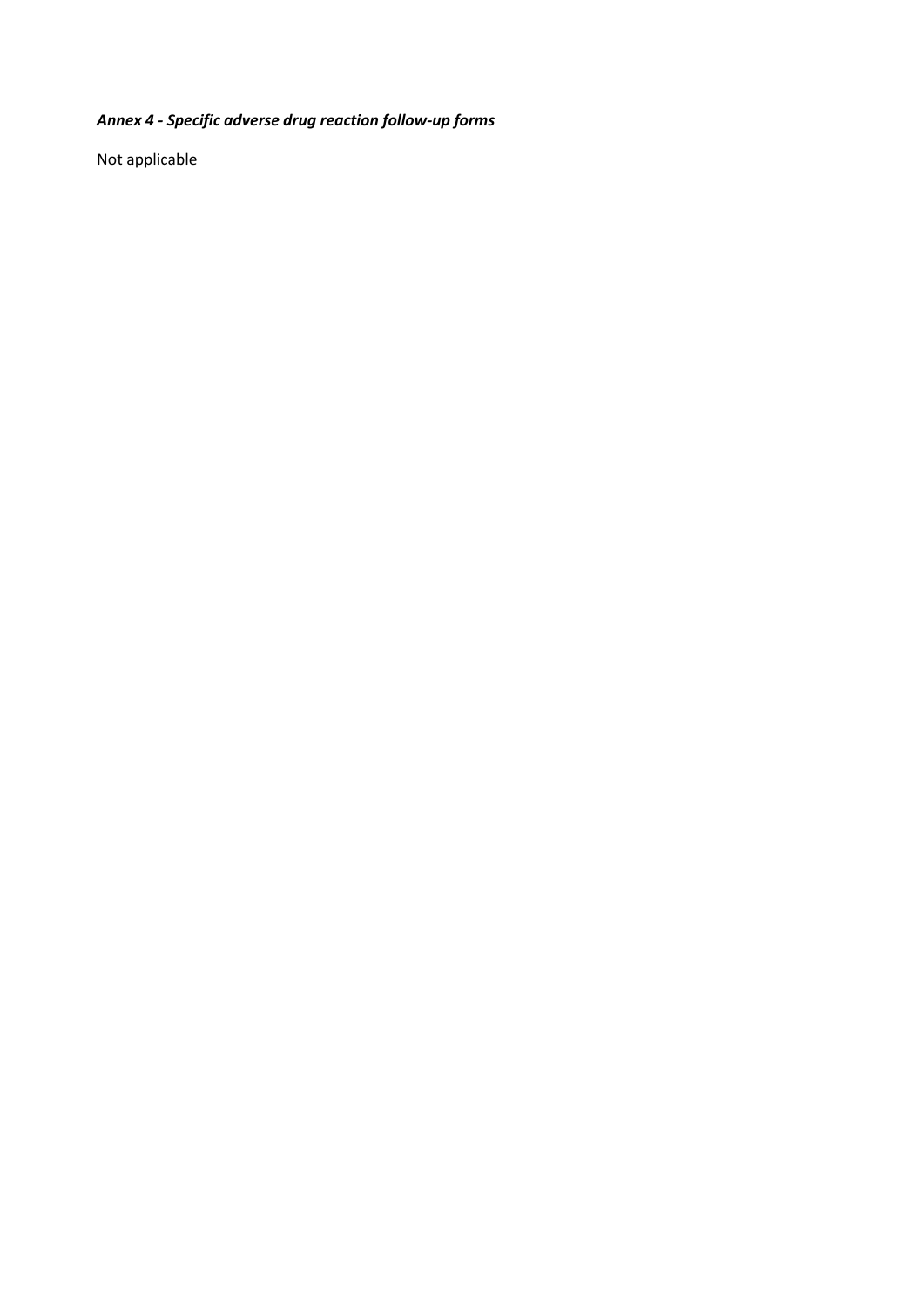***Annex 4 - Specific adverse drug reaction follow-up forms***

Not applicable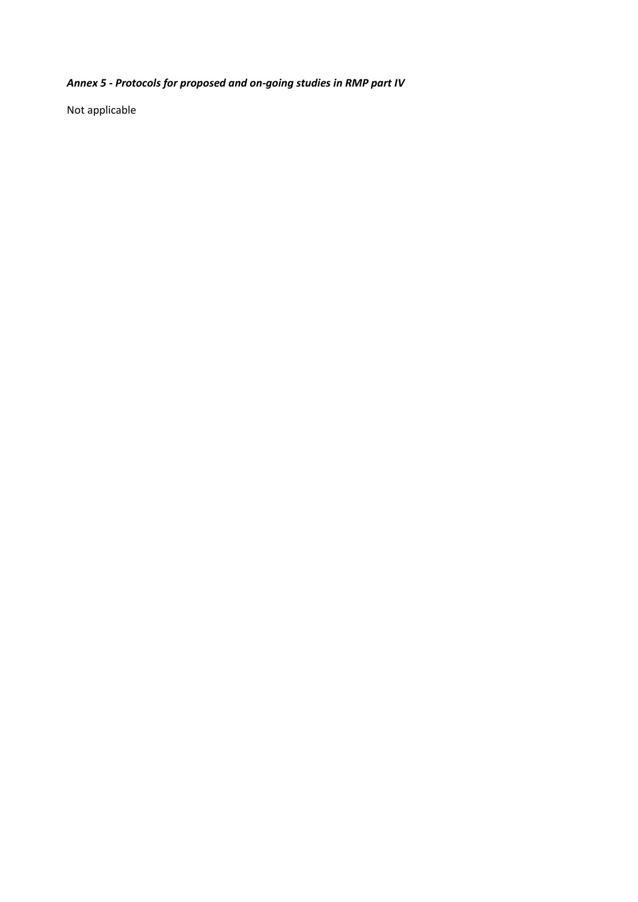***Annex 5 - Protocols for proposed and on-going studies in RMP part IV***

Not applicable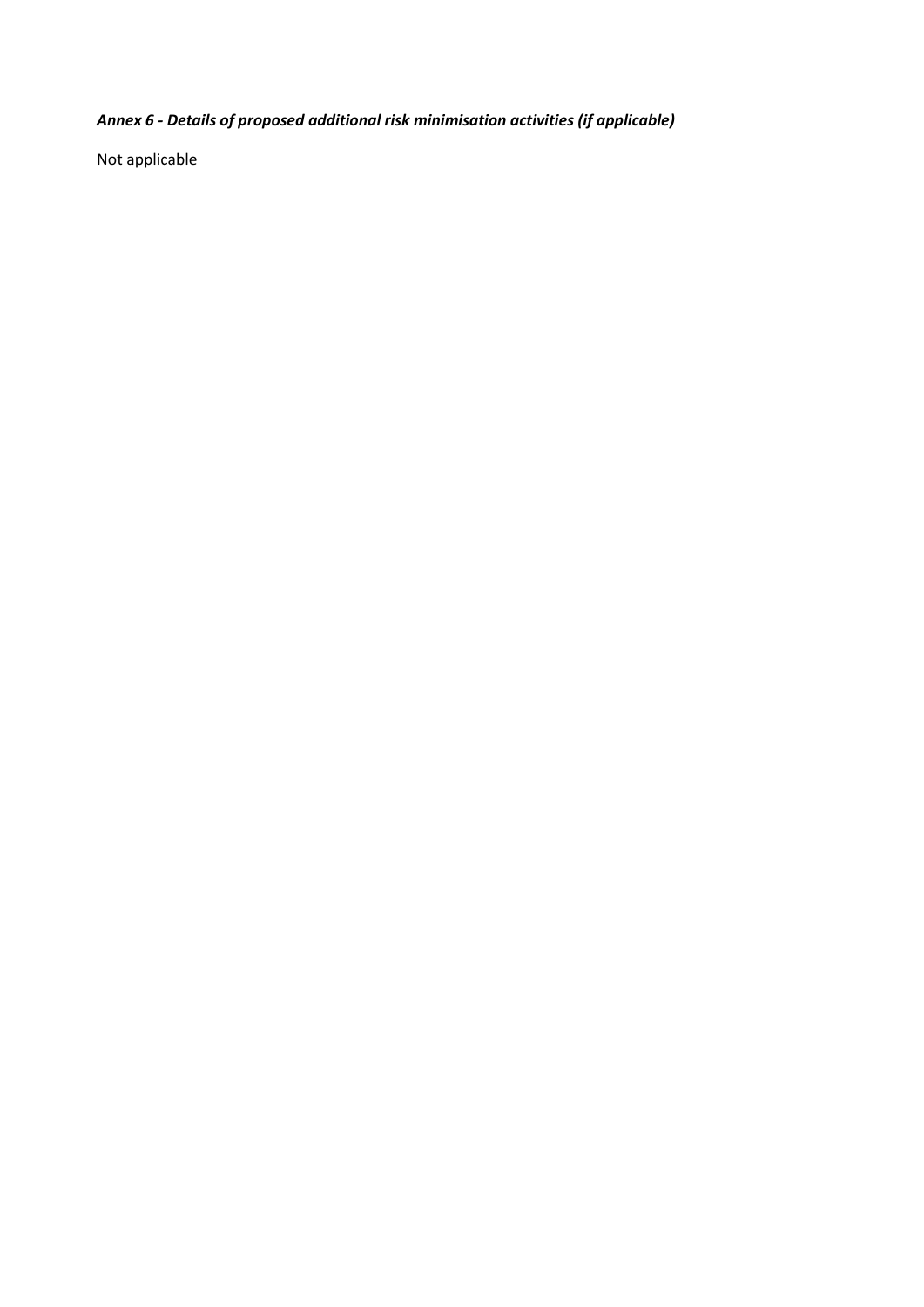***Annex 6 - Details of proposed additional risk minimisation activities (if applicable)***

Not applicable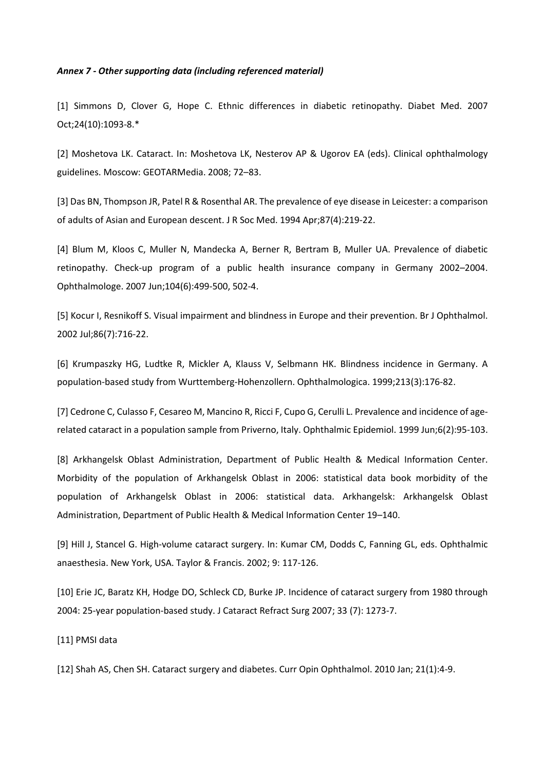***Annex 7 - Other supporting data (including referenced material)***

[1] Simmons D, Clover G, Hope C. Ethnic differences in diabetic retinopathy. Diabet Med. 2007 Oct;24(10):1093-8.*

[2] Moshetova LK. Cataract. In: Moshetova LK, Nesterov AP & Ugorov EA (eds). Clinical ophthalmology guidelines. Moscow: GEOTARMedia. 2008; 72–83.

[3] Das BN, Thompson JR, Patel R & Rosenthal AR. The prevalence of eye disease in Leicester: a comparison of adults of Asian and European descent. J R Soc Med. 1994 Apr;87(4):219-22.

[4] Blum M, Kloos C, Muller N, Mandecka A, Berner R, Bertram B, Muller UA. Prevalence of diabetic retinopathy. Check-up program of a public health insurance company in Germany 2002–2004. Ophthalmologe. 2007 Jun;104(6):499-500, 502-4.

[5] Kocur I, Resnikoff S. Visual impairment and blindness in Europe and their prevention. Br J Ophthalmol. 2002 Jul;86(7):716-22.

[6] Krumpaszky HG, Ludtke R, Mickler A, Klauss V, Selbmann HK. Blindness incidence in Germany. A population-based study from Wurttemberg-Hohenzollern. Ophthalmologica. 1999;213(3):176-82.

[7] Cedrone C, Culasso F, Cesareo M, Mancino R, Ricci F, Cupo G, Cerulli L. Prevalence and incidence of age-related cataract in a population sample from Priverno, Italy. Ophthalmic Epidemiol. 1999 Jun;6(2):95-103.

[8] Arkhangelsk Oblast Administration, Department of Public Health & Medical Information Center. Morbidity of the population of Arkhangelsk Oblast in 2006: statistical data book morbidity of the population of Arkhangelsk Oblast in 2006: statistical data. Arkhangelsk: Arkhangelsk Oblast Administration, Department of Public Health & Medical Information Center 19–140.

[9] Hill J, Stancel G. High-volume cataract surgery. In: Kumar CM, Dodds C, Fanning GL, eds. Ophthalmic anaesthesia. New York, USA. Taylor & Francis. 2002; 9: 117-126.

[10] Erie JC, Baratz KH, Hodge DO, Schleck CD, Burke JP. Incidence of cataract surgery from 1980 through 2004: 25-year population-based study. J Cataract Refract Surg 2007; 33 (7): 1273-7.

[11] PMSI data

[12] Shah AS, Chen SH. Cataract surgery and diabetes. Curr Opin Ophthalmol. 2010 Jan; 21(1):4-9.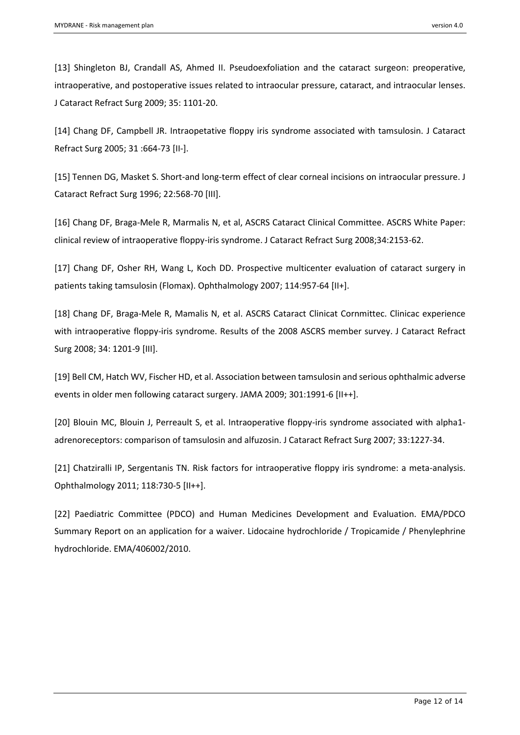[13] Shingleton BJ, Crandall AS, Ahmed II. Pseudoexfoliation and the cataract surgeon: preoperative, intraoperative, and postoperative issues related to intraocular pressure, cataract, and intraocular lenses. J Cataract Refract Surg 2009; 35: 1101-20.

[14] Chang DF, Campbell JR. Intraopetative floppy iris syndrome associated with tamsulosin. J Cataract Refract Surg 2005; 31 :664-73 [II-].

[15] Tennen DG, Masket S. Short-and long-term effect of clear corneal incisions on intraocular pressure. J Cataract Refract Surg 1996; 22:568-70 [III].

[16] Chang DF, Braga-Mele R, Marmalis N, et al, ASCRS Cataract Clinical Committee. ASCRS White Paper: clinical review of intraoperative floppy-iris syndrome. J Cataract Refract Surg 2008;34:2153-62.

[17] Chang DF, Osher RH, Wang L, Koch DD. Prospective multicenter evaluation of cataract surgery in patients taking tamsulosin (Flomax). Ophthalmology 2007; 114:957-64 [II+].

[18] Chang DF, Braga-Mele R, Mamalis N, et al. ASCRS Cataract Clinicat Cornmittec. Clinicac experience with intraoperative floppy-iris syndrome. Results of the 2008 ASCRS member survey. J Cataract Refract Surg 2008; 34: 1201-9 [III].

[19] Bell CM, Hatch WV, Fischer HD, et al. Association between tamsulosin and serious ophthalmic adverse events in older men following cataract surgery. JAMA 2009; 301:1991-6 [II++].

[20] Blouin MC, Blouin J, Perreault S, et al. Intraoperative floppy-iris syndrome associated with alpha1-adrenoreceptors: comparison of tamsulosin and alfuzosin. J Cataract Refract Surg 2007; 33:1227-34.

[21] Chatziralli IP, Sergentanis TN. Risk factors for intraoperative floppy iris syndrome: a meta-analysis. Ophthalmology 2011; 118:730-5 [II++].

[22] Paediatric Committee (PDCO) and Human Medicines Development and Evaluation. EMA/PDCO Summary Report on an application for a waiver. Lidocaine hydrochloride / Tropicamide / Phenylephrine hydrochloride. EMA/406002/2010.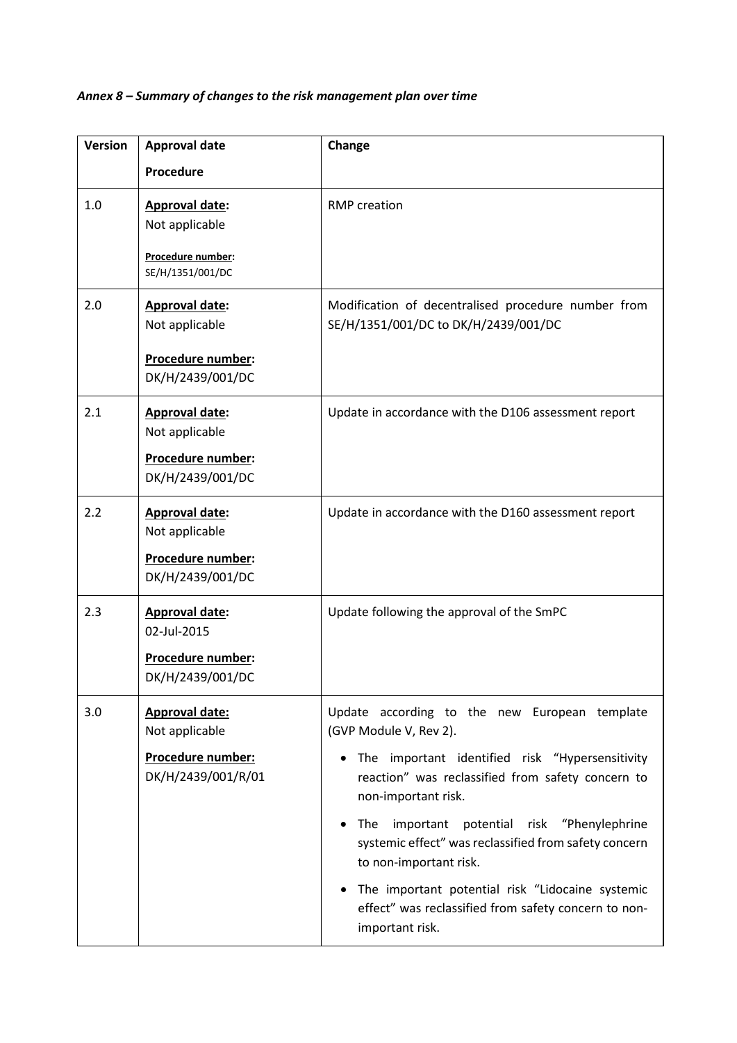*Annex 8 – Summary of changes to the risk management plan over time*

| Version | Approval date<br><br>Procedure | Change |
|---|---|---|
| 1.0 | **Approval date:**<br>Not applicable<br><br>**Procedure number:**<br>SE/H/1351/001/DC | RMP creation |
| 2.0 | **Approval date:**<br>Not applicable<br><br>**Procedure number:**<br>DK/H/2439/001/DC | Modification of decentralised procedure number from SE/H/1351/001/DC to DK/H/2439/001/DC |
| 2.1 | **Approval date:**<br>Not applicable<br><br>**Procedure number:**<br>DK/H/2439/001/DC | Update in accordance with the D106 assessment report |
| 2.2 | **Approval date:**<br>Not applicable<br><br>**Procedure number:**<br>DK/H/2439/001/DC | Update in accordance with the D160 assessment report |
| 2.3 | **Approval date:**<br>02-Jul-2015<br><br>**Procedure number:**<br>DK/H/2439/001/DC | Update following the approval of the SmPC |
| 3.0 | **Approval date:**<br>Not applicable<br><br>**Procedure number:**<br>DK/H/2439/001/R/01 | Update according to the new European template (GVP Module V, Rev 2).<br><br>• The important identified risk "Hypersensitivity reaction" was reclassified from safety concern to non-important risk.<br><br>• The important potential risk "Phenylephrine systemic effect" was reclassified from safety concern to non-important risk.<br><br>• The important potential risk "Lidocaine systemic effect" was reclassified from safety concern to non-important risk. |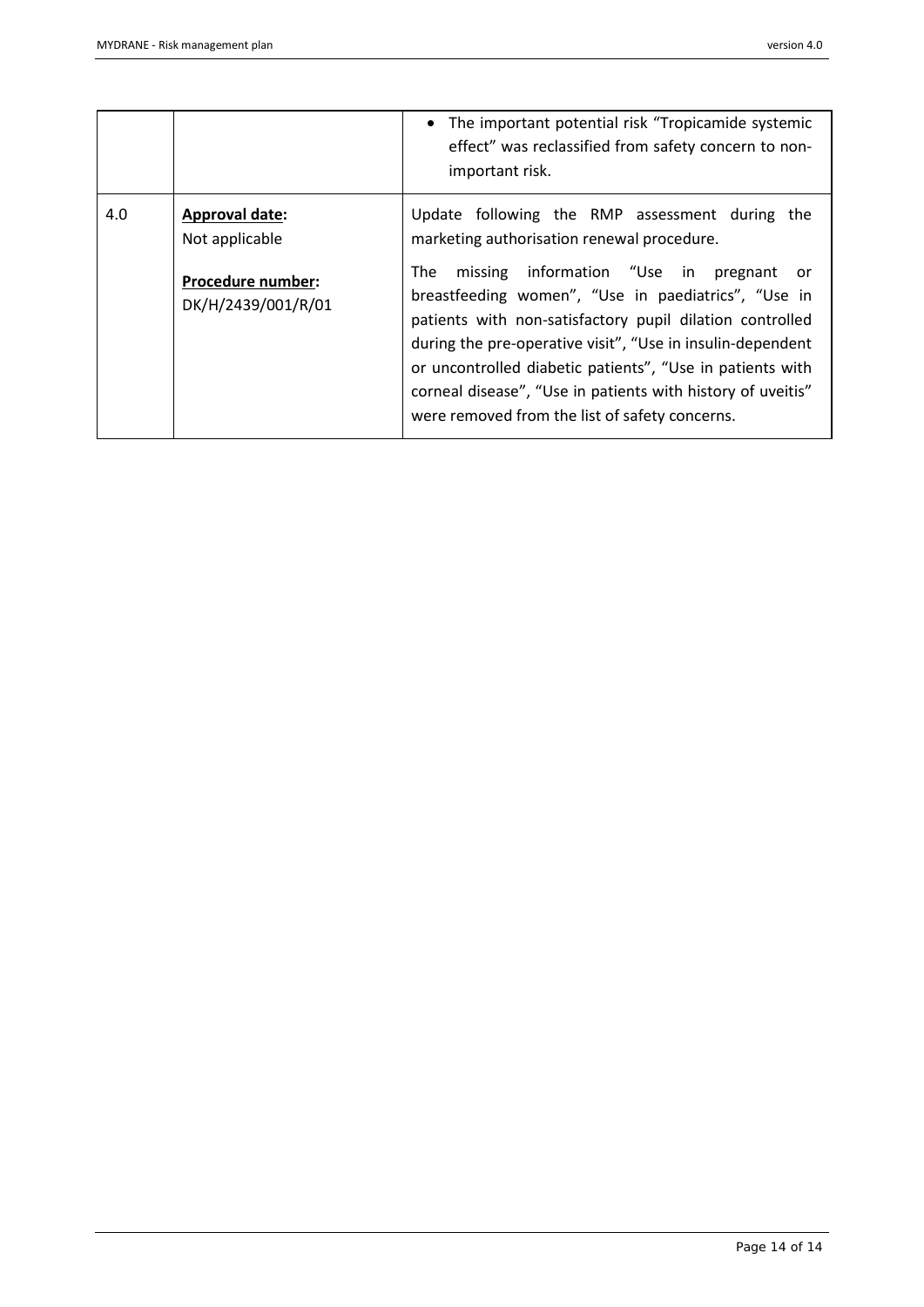| | | |
|---|---|---|
| | | • The important potential risk "Tropicamide systemic effect" was reclassified from safety concern to non-important risk. |
| 4.0 | **Approval date:** Not applicable<br><br>**Procedure number:** DK/H/2439/001/R/01 | Update following the RMP assessment during the marketing authorisation renewal procedure.<br><br>The missing information "Use in pregnant or breastfeeding women", "Use in paediatrics", "Use in patients with non-satisfactory pupil dilation controlled during the pre-operative visit", "Use in insulin-dependent or uncontrolled diabetic patients", "Use in patients with corneal disease", "Use in patients with history of uveitis" were removed from the list of safety concerns. |